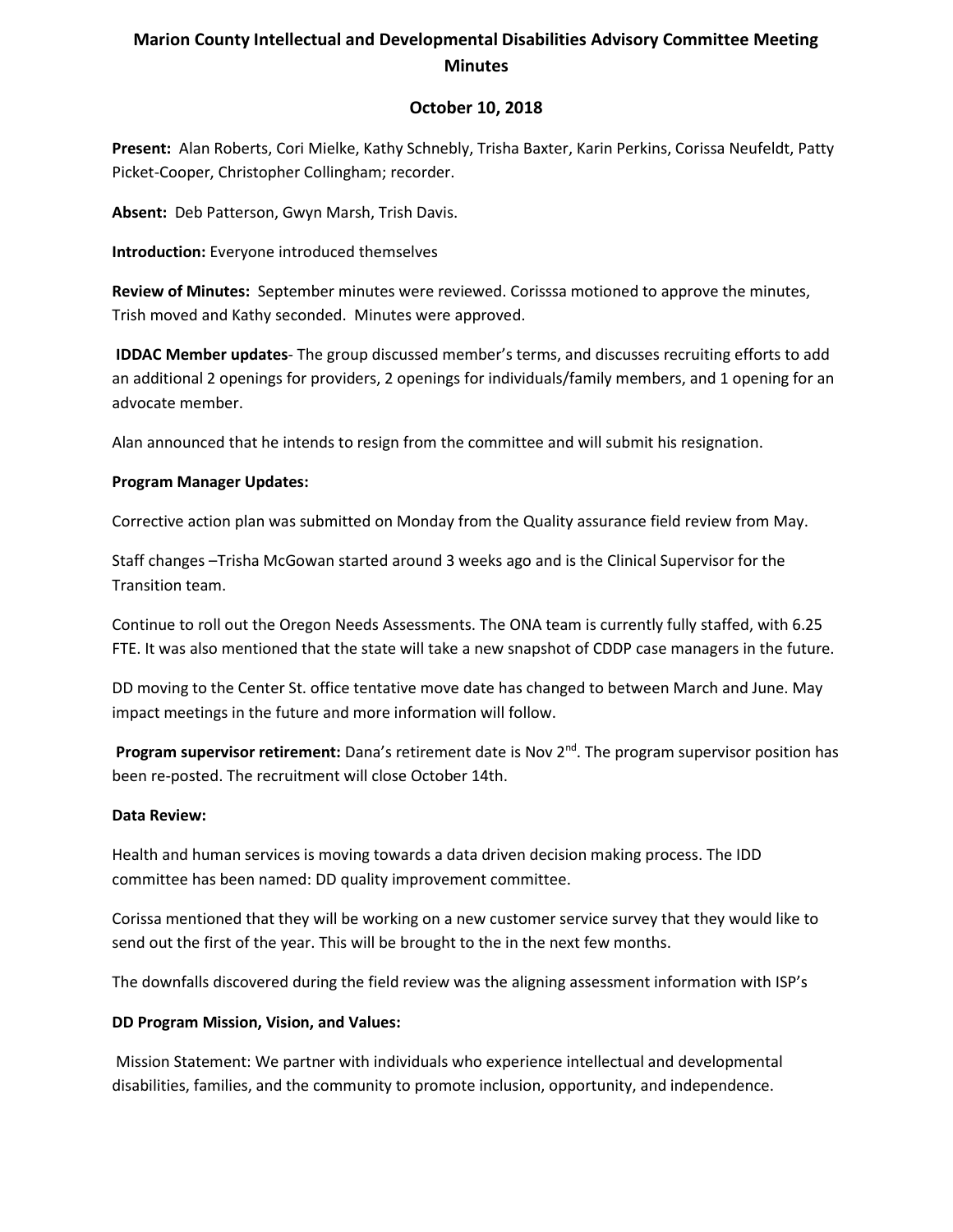# Marion County Intellectual and Developmental Disabilities Advisory Committee Meeting Minutes

## October 10, 2018

**Present:** Alan Roberts, Cori Mielke, Kathy Schnebly, Trisha Baxter, Karin Perkins, Corissa Neufeldt, Patty Picket-Cooper, Christopher Collingham; recorder.

**Absent:** Deb Patterson, Gwyn Marsh, Trish Davis.

**Introduction:** Everyone introduced themselves

**Review of Minutes:** September minutes were reviewed. Corisssa motioned to approve the minutes, Trish moved and Kathy seconded. Minutes were approved.

**IDDAC Member updates**- The group discussed member's terms, and discusses recruiting efforts to add an additional 2 openings for providers, 2 openings for individuals/family members, and 1 opening for an advocate member.

Alan announced that he intends to resign from the committee and will submit his resignation.

**Program Manager Updates:**

Corrective action plan was submitted on Monday from the Quality assurance field review from May.

Staff changes –Trisha McGowan started around 3 weeks ago and is the Clinical Supervisor for the Transition team.

Continue to roll out the Oregon Needs Assessments. The ONA team is currently fully staffed, with 6.25 FTE. It was also mentioned that the state will take a new snapshot of CDDP case managers in the future.

DD moving to the Center St. office tentative move date has changed to between March and June. May impact meetings in the future and more information will follow.

**Program supervisor retirement:** Dana's retirement date is Nov 2nd. The program supervisor position has been re-posted. The recruitment will close October 14th.

**Data Review:**

Health and human services is moving towards a data driven decision making process. The IDD committee has been named: DD quality improvement committee.

Corissa mentioned that they will be working on a new customer service survey that they would like to send out the first of the year. This will be brought to the in the next few months.

The downfalls discovered during the field review was the aligning assessment information with ISP's

**DD Program Mission, Vision, and Values:**

Mission Statement: We partner with individuals who experience intellectual and developmental disabilities, families, and the community to promote inclusion, opportunity, and independence.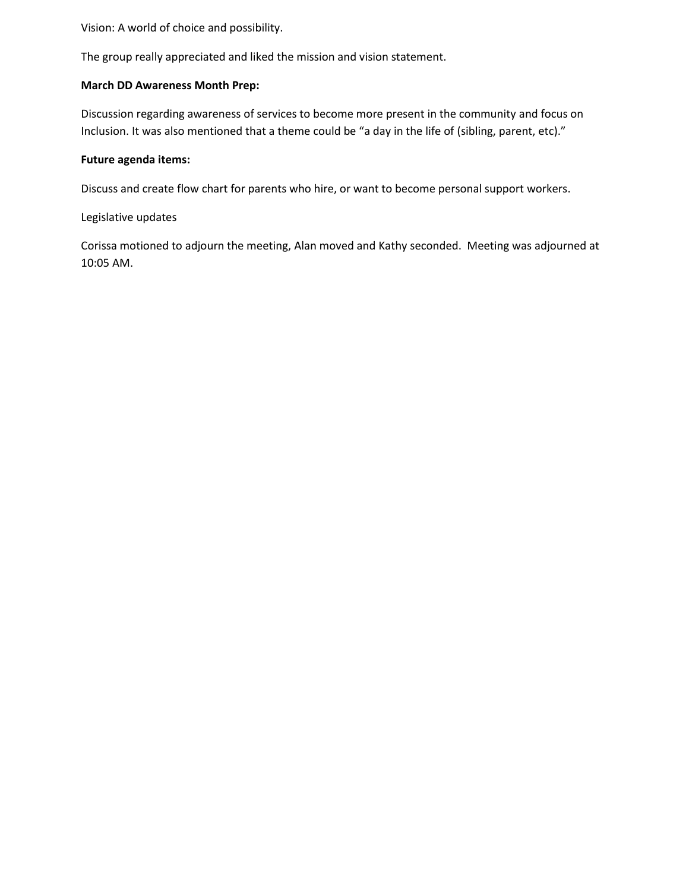Vision: A world of choice and possibility.

The group really appreciated and liked the mission and vision statement.

**March DD Awareness Month Prep:**

Discussion regarding awareness of services to become more present in the community and focus on Inclusion. It was also mentioned that a theme could be “a day in the life of (sibling, parent, etc).”

**Future agenda items:**

Discuss and create flow chart for parents who hire, or want to become personal support workers.

Legislative updates

Corissa motioned to adjourn the meeting, Alan moved and Kathy seconded. Meeting was adjourned at 10:05 AM.